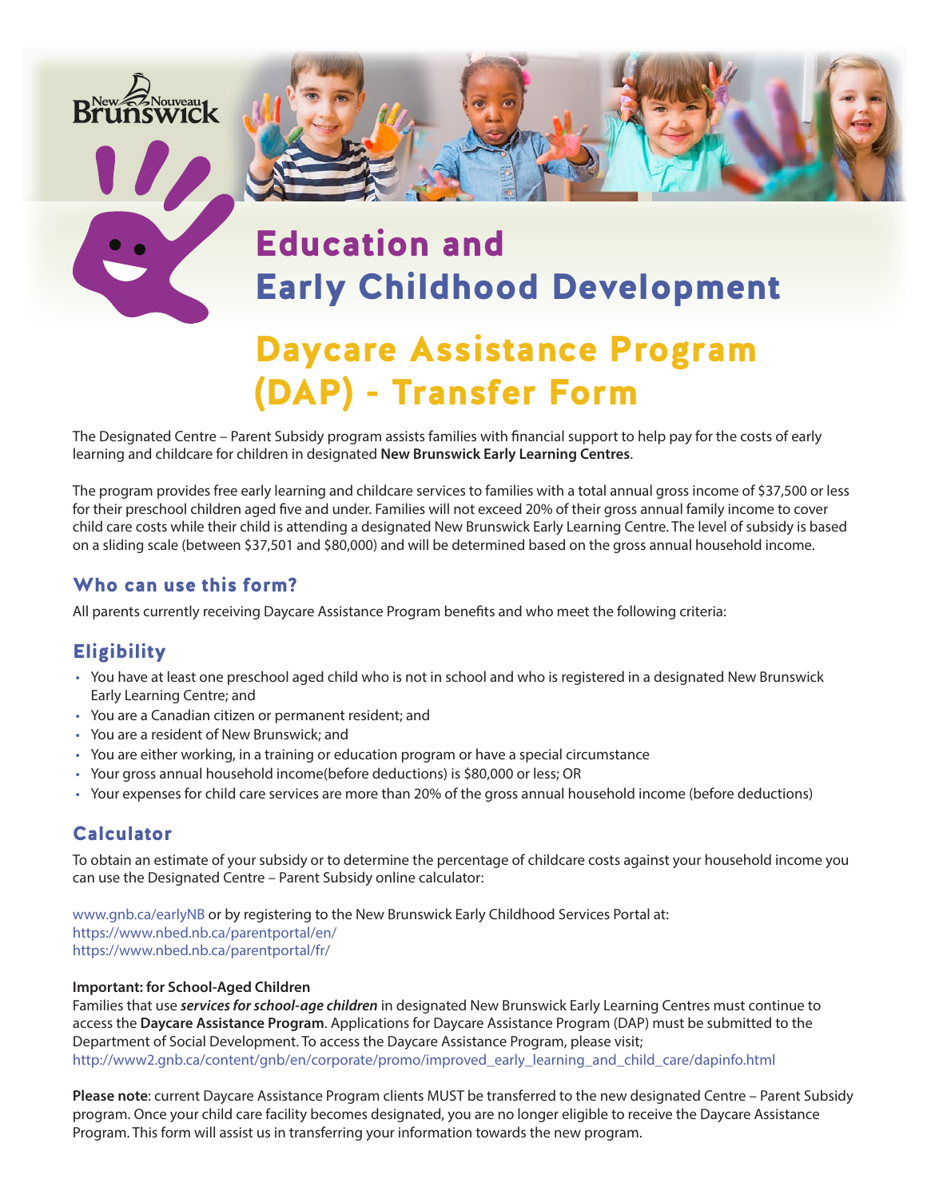New Nouveau Brunswick

# Education and Early Childhood Development

# Daycare Assistance Program (DAP) - Transfer Form

The Designated Centre – Parent Subsidy program assists families with financial support to help pay for the costs of early learning and childcare for children in designated **New Brunswick Early Learning Centres**.

The program provides free early learning and childcare services to families with a total annual gross income of $37,500 or less for their preschool children aged five and under. Families will not exceed 20% of their gross annual family income to cover child care costs while their child is attending a designated New Brunswick Early Learning Centre. The level of subsidy is based on a sliding scale (between $37,501 and $80,000) and will be determined based on the gross annual household income.

## Who can use this form?

All parents currently receiving Daycare Assistance Program benefits and who meet the following criteria:

## Eligibility

- You have at least one preschool aged child who is not in school and who is registered in a designated New Brunswick Early Learning Centre; and
- You are a Canadian citizen or permanent resident; and
- You are a resident of New Brunswick; and
- You are either working, in a training or education program or have a special circumstance
- Your gross annual household income(before deductions) is $80,000 or less; OR
- Your expenses for child care services are more than 20% of the gross annual household income (before deductions)

## Calculator

To obtain an estimate of your subsidy or to determine the percentage of childcare costs against your household income you can use the Designated Centre – Parent Subsidy online calculator:

www.gnb.ca/earlyNB or by registering to the New Brunswick Early Childhood Services Portal at:
https://www.nbed.nb.ca/parentportal/en/
https://www.nbed.nb.ca/parentportal/fr/

**Important: for School-Aged Children**
Families that use ***services for school-age children*** in designated New Brunswick Early Learning Centres must continue to access the **Daycare Assistance Program**. Applications for Daycare Assistance Program (DAP) must be submitted to the Department of Social Development. To access the Daycare Assistance Program, please visit;
http://www2.gnb.ca/content/gnb/en/corporate/promo/improved_early_learning_and_child_care/dapinfo.html

**Please note**: current Daycare Assistance Program clients MUST be transferred to the new designated Centre – Parent Subsidy program. Once your child care facility becomes designated, you are no longer eligible to receive the Daycare Assistance Program. This form will assist us in transferring your information towards the new program.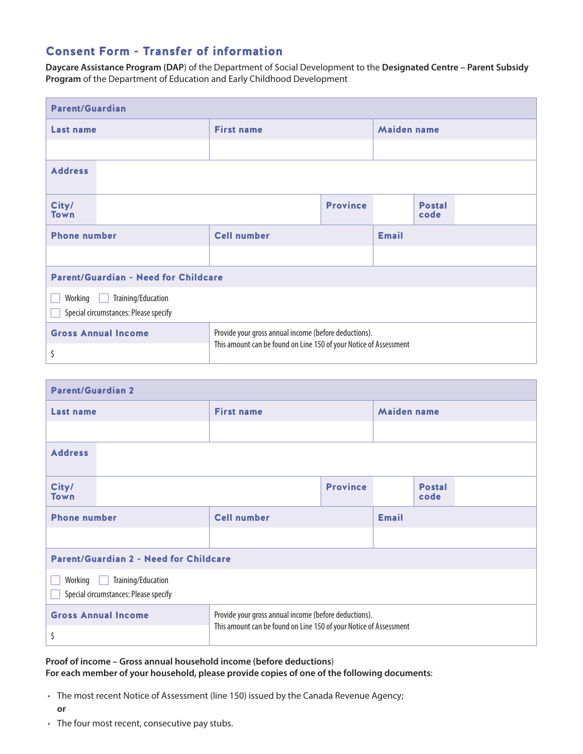## Consent Form - Transfer of information

**Daycare Assistance Program (DAP**) of the Department of Social Development to the **Designated Centre – Parent Subsidy Program** of the Department of Education and Early Childhood Development

| Parent/Guardian | | | | | |
|---|---|---|---|---|---|
| Last name | | First name | | Maiden name | |
| | | | | | |
| Address | | | | | |
| City/ Town | | Province | | Postal code | |
| Phone number | | Cell number | | Email | |
| | | | | | |

**Parent/Guardian - Need for Childcare**

- ☐ Working ☐ Training/Education
- ☐ Special circumstances: Please specify

| Gross Annual Income | Provide your gross annual income (before deductions). This amount can be found on Line 150 of your Notice of Assessment |
|---|---|
| $ | |

| Parent/Guardian 2 | | | | | |
|---|---|---|---|---|---|
| Last name | | First name | | Maiden name | |
| | | | | | |
| Address | | | | | |
| City/ Town | | Province | | Postal code | |
| Phone number | | Cell number | | Email | |
| | | | | | |

**Parent/Guardian 2 - Need for Childcare**

- ☐ Working ☐ Training/Education
- ☐ Special circumstances: Please specify

| Gross Annual Income | Provide your gross annual income (before deductions). This amount can be found on Line 150 of your Notice of Assessment |
|---|---|
| $ | |

**Proof of income – Gross annual household income (before deductions**)
**For each member of your household, please provide copies of one of the following documents**:

- The most recent Notice of Assessment (line 150) issued by the Canada Revenue Agency;
  **or**
- The four most recent, consecutive pay stubs.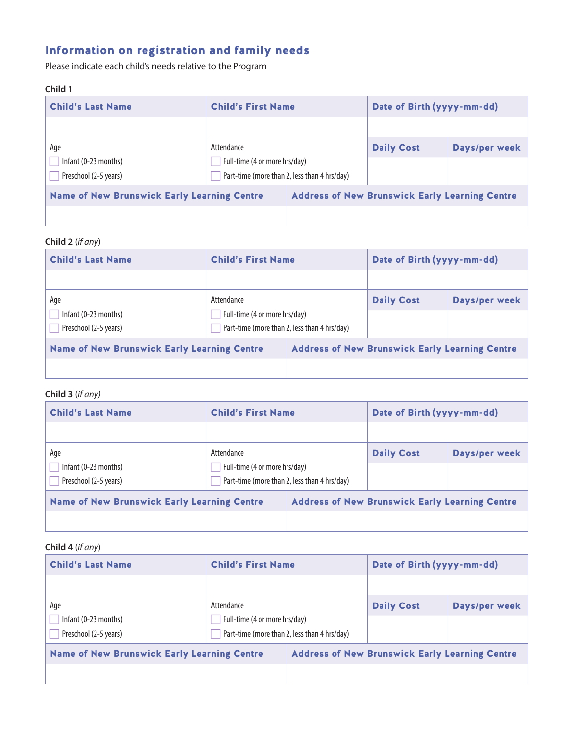## Information on registration and family needs

Please indicate each child's needs relative to the Program

**Child 1**

| Child's Last Name | Child's First Name | Date of Birth (yyyy-mm-dd) | |
|---|---|---|---|
| | | | |
| Age<br>☐ Infant (0-23 months)<br>☐ Preschool (2-5 years) | Attendance<br>☐ Full-time (4 or more hrs/day)<br>☐ Part-time (more than 2, less than 4 hrs/day) | Daily Cost | Days/per week |
| Name of New Brunswick Early Learning Centre | | Address of New Brunswick Early Learning Centre | |
| | | | |

**Child 2** (*if any*)

| Child's Last Name | Child's First Name | Date of Birth (yyyy-mm-dd) | |
|---|---|---|---|
| | | | |
| Age<br>☐ Infant (0-23 months)<br>☐ Preschool (2-5 years) | Attendance<br>☐ Full-time (4 or more hrs/day)<br>☐ Part-time (more than 2, less than 4 hrs/day) | Daily Cost | Days/per week |
| Name of New Brunswick Early Learning Centre | | Address of New Brunswick Early Learning Centre | |
| | | | |

**Child 3** (*if any*)

| Child's Last Name | Child's First Name | Date of Birth (yyyy-mm-dd) | |
|---|---|---|---|
| | | | |
| Age<br>☐ Infant (0-23 months)<br>☐ Preschool (2-5 years) | Attendance<br>☐ Full-time (4 or more hrs/day)<br>☐ Part-time (more than 2, less than 4 hrs/day) | Daily Cost | Days/per week |
| Name of New Brunswick Early Learning Centre | | Address of New Brunswick Early Learning Centre | |
| | | | |

**Child 4** (*if any*)

| Child's Last Name | Child's First Name | Date of Birth (yyyy-mm-dd) | |
|---|---|---|---|
| | | | |
| Age<br>☐ Infant (0-23 months)<br>☐ Preschool (2-5 years) | Attendance<br>☐ Full-time (4 or more hrs/day)<br>☐ Part-time (more than 2, less than 4 hrs/day) | Daily Cost | Days/per week |
| Name of New Brunswick Early Learning Centre | | Address of New Brunswick Early Learning Centre | |
| | | | |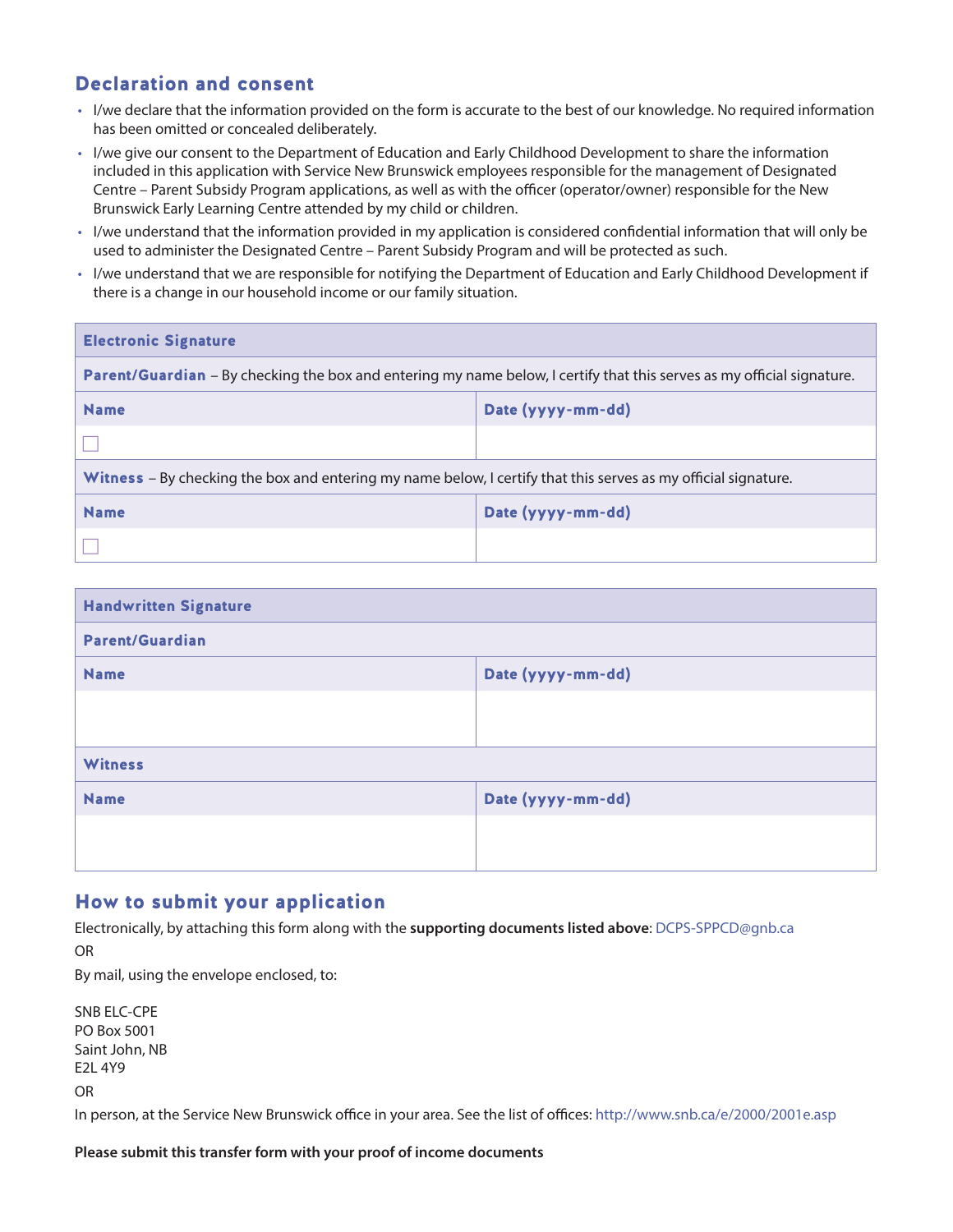## Declaration and consent

- I/we declare that the information provided on the form is accurate to the best of our knowledge. No required information has been omitted or concealed deliberately.
- I/we give our consent to the Department of Education and Early Childhood Development to share the information included in this application with Service New Brunswick employees responsible for the management of Designated Centre – Parent Subsidy Program applications, as well as with the officer (operator/owner) responsible for the New Brunswick Early Learning Centre attended by my child or children.
- I/we understand that the information provided in my application is considered confidential information that will only be used to administer the Designated Centre – Parent Subsidy Program and will be protected as such.
- I/we understand that we are responsible for notifying the Department of Education and Early Childhood Development if there is a change in our household income or our family situation.

| **Electronic Signature** | |
|---|---|
| **Parent/Guardian** – By checking the box and entering my name below, I certify that this serves as my official signature. | |
| **Name** | **Date (yyyy-mm-dd)** |
| ☐ | |
| **Witness** – By checking the box and entering my name below, I certify that this serves as my official signature. | |
| **Name** | **Date (yyyy-mm-dd)** |
| ☐ | |

| **Handwritten Signature** | |
|---|---|
| **Parent/Guardian** | |
| **Name** | **Date (yyyy-mm-dd)** |
| | |
| **Witness** | |
| **Name** | **Date (yyyy-mm-dd)** |
| | |

## How to submit your application

Electronically, by attaching this form along with the **supporting documents listed above**: DCPS-SPPCD@gnb.ca

OR

By mail, using the envelope enclosed, to:

SNB ELC-CPE
PO Box 5001
Saint John, NB
E2L 4Y9

OR

In person, at the Service New Brunswick office in your area. See the list of offices: http://www.snb.ca/e/2000/2001e.asp

**Please submit this transfer form with your proof of income documents**